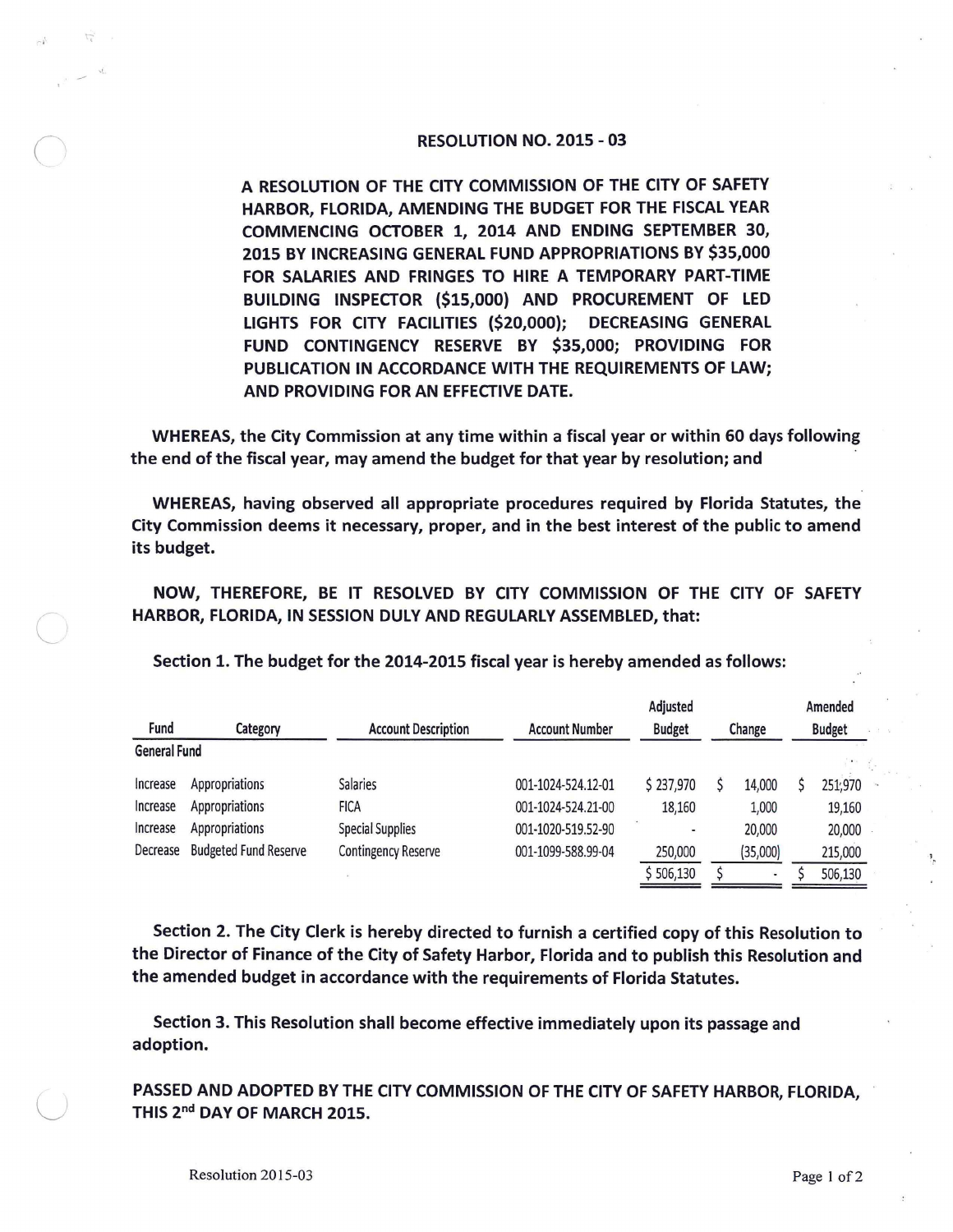**RESOLUTION NO. 2015 - 03**

**A RESOLUTION OF THE CITY COMMISSION OF THE CITY OF SAFETY HARBOR, FLORIDA, AMENDING THE BUDGET FOR THE FISCAL YEAR COMMENCING OCTOBER 1, 2014 AND ENDING SEPTEMBER 30, 2015 BY INCREASING GENERAL FUND APPROPRIATIONS BY $35,000 FOR SALARIES AND FRINGES TO HIRE A TEMPORARY PART-TIME BUILDING INSPECTOR ($15,000) AND PROCUREMENT OF LED LIGHTS FOR CITY FACILITIES ($20,000); DECREASING GENERAL FUND CONTINGENCY RESERVE BY $35,000; PROVIDING FOR PUBLICATION IN ACCORDANCE WITH THE REQUIREMENTS OF LAW; AND PROVIDING FOR AN EFFECTIVE DATE.**

**WHEREAS, the City Commission at any time within a fiscal year or within 60 days following the end of the fiscal year, may amend the budget for that year by resolution; and**

**WHEREAS, having observed all appropriate procedures required by Florida Statutes, the City Commission deems it necessary, proper, and in the best interest of the public to amend its budget.**

**NOW, THEREFORE, BE IT RESOLVED BY CITY COMMISSION OF THE CITY OF SAFETY HARBOR, FLORIDA, IN SESSION DULY AND REGULARLY ASSEMBLED, that:**

**Section 1. The budget for the 2014-2015 fiscal year is hereby amended as follows:**

| Fund | Category | Account Description | Account Number | Adjusted Budget | Change | Amended Budget |
|---|---|---|---|---|---|---|
| General Fund | | | | | | |
| Increase | Appropriations | Salaries | 001-1024-524.12-01 | $ 237,970 | $ 14,000 | $ 251,970 |
| Increase | Appropriations | FICA | 001-1024-524.21-00 | 18,160 | 1,000 | 19,160 |
| Increase | Appropriations | Special Supplies | 001-1020-519.52-90 | - | 20,000 | 20,000 |
| Decrease | Budgeted Fund Reserve | Contingency Reserve | 001-1099-588.99-04 | 250,000 | (35,000) | 215,000 |
| | | | | $ 506,130 | $ - | $ 506,130 |

**Section 2. The City Clerk is hereby directed to furnish a certified copy of this Resolution to the Director of Finance of the City of Safety Harbor, Florida and to publish this Resolution and the amended budget in accordance with the requirements of Florida Statutes.**

**Section 3. This Resolution shall become effective immediately upon its passage and adoption.**

**PASSED AND ADOPTED BY THE CITY COMMISSION OF THE CITY OF SAFETY HARBOR, FLORIDA, THIS 2nd DAY OF MARCH 2015.**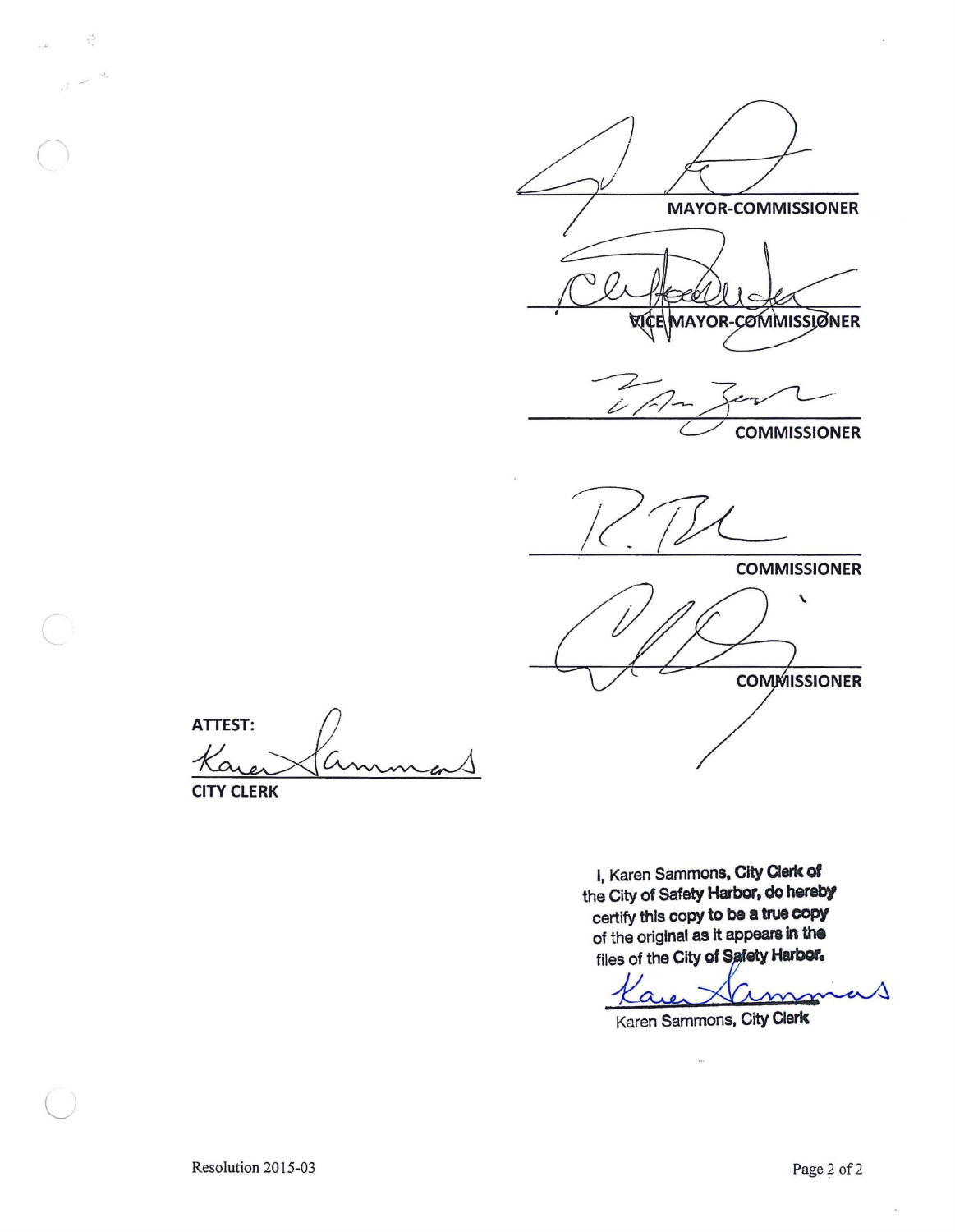\_\_\_\_\_\_\_\_\_\_\_\_\_\_\_\_\_\_\_\_\_\_\_\_\_\_\_\_\_\_

**MAYOR-COMMISSIONER**

\_\_\_\_\_\_\_\_\_\_\_\_\_\_\_\_\_\_\_\_\_\_\_\_\_\_\_\_\_\_

**VICE MAYOR-COMMISSIONER**

\_\_\_\_\_\_\_\_\_\_\_\_\_\_\_\_\_\_\_\_\_\_\_\_\_\_\_\_\_\_

**COMMISSIONER**

\_\_\_\_\_\_\_\_\_\_\_\_\_\_\_\_\_\_\_\_\_\_\_\_\_\_\_\_\_\_

**COMMISSIONER**

\_\_\_\_\_\_\_\_\_\_\_\_\_\_\_\_\_\_\_\_\_\_\_\_\_\_\_\_\_\_

**COMMISSIONER**

**ATTEST:**

\_\_\_\_\_\_\_\_\_\_\_\_\_\_\_\_\_\_\_\_\_\_\_\_\_\_\_\_\_\_

**CITY CLERK**

I, Karen Sammons, **City Clerk of the City of Safety Harbor, do hereby certify this copy to be a true copy of the original as it appears in the files of the City of Safety Harbor.**

\_\_\_\_\_\_\_\_\_\_\_\_\_\_\_\_\_\_\_\_\_\_\_\_\_\_\_\_\_\_

Karen Sammons, **City Clerk**

Resolution 2015-03